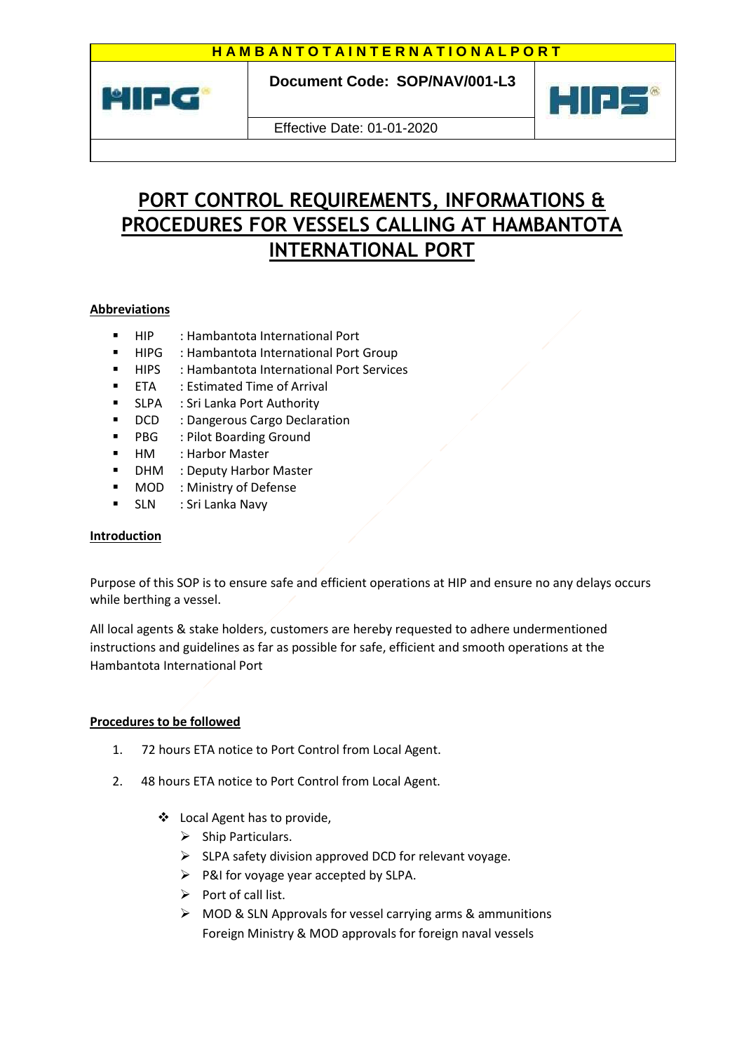HAMBANTOTA INTERNATIONAL PORT

| HIPG | Document Code: SOP/NAV/001-L3 | HIPS |
|---|---|---|
| | Effective Date: 01-01-2020 | |

# PORT CONTROL REQUIREMENTS, INFORMATIONS & PROCEDURES FOR VESSELS CALLING AT HAMBANTOTA INTERNATIONAL PORT

## Abbreviations

- HIP : Hambantota International Port
- HIPG : Hambantota International Port Group
- HIPS : Hambantota International Port Services
- ETA : Estimated Time of Arrival
- SLPA : Sri Lanka Port Authority
- DCD : Dangerous Cargo Declaration
- PBG : Pilot Boarding Ground
- HM : Harbor Master
- DHM : Deputy Harbor Master
- MOD : Ministry of Defense
- SLN : Sri Lanka Navy

## Introduction

Purpose of this SOP is to ensure safe and efficient operations at HIP and ensure no any delays occurs while berthing a vessel.

All local agents & stake holders, customers are hereby requested to adhere undermentioned instructions and guidelines as far as possible for safe, efficient and smooth operations at the Hambantota International Port

## Procedures to be followed

1. 72 hours ETA notice to Port Control from Local Agent.

2. 48 hours ETA notice to Port Control from Local Agent.

   - Local Agent has to provide,
     - Ship Particulars.
     - SLPA safety division approved DCD for relevant voyage.
     - P&I for voyage year accepted by SLPA.
     - Port of call list.
     - MOD & SLN Approvals for vessel carrying arms & ammunitions
       Foreign Ministry & MOD approvals for foreign naval vessels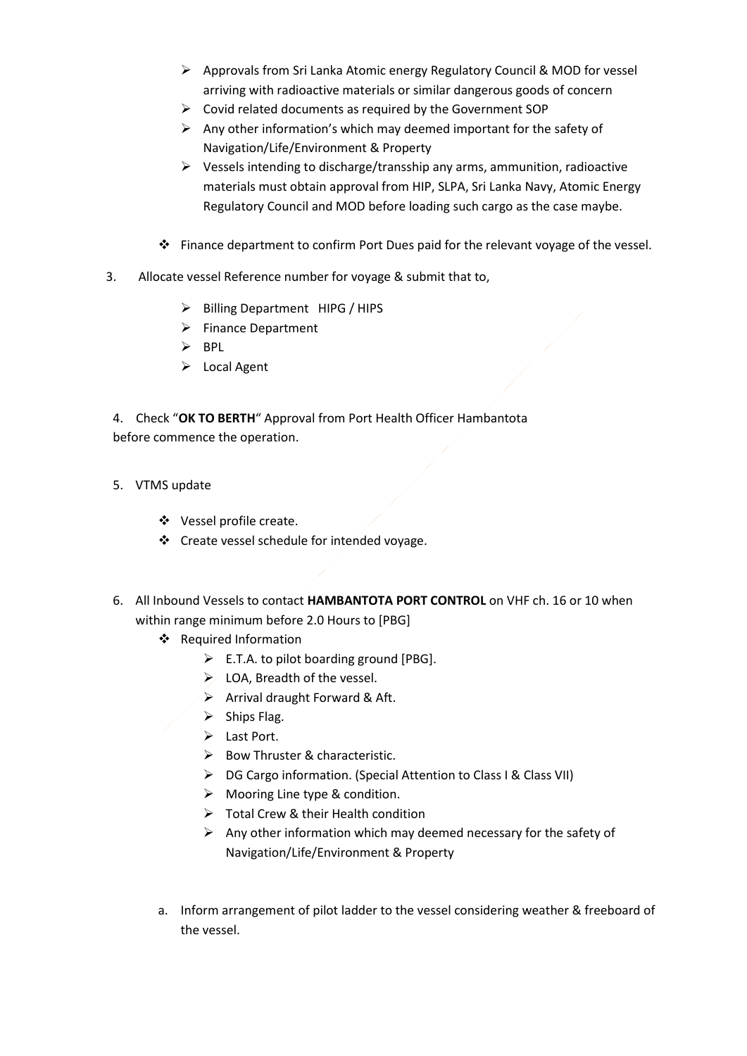- Approvals from Sri Lanka Atomic energy Regulatory Council & MOD for vessel arriving with radioactive materials or similar dangerous goods of concern
- Covid related documents as required by the Government SOP
- Any other information's which may deemed important for the safety of Navigation/Life/Environment & Property
- Vessels intending to discharge/transship any arms, ammunition, radioactive materials must obtain approval from HIP, SLPA, Sri Lanka Navy, Atomic Energy Regulatory Council and MOD before loading such cargo as the case maybe.

- Finance department to confirm Port Dues paid for the relevant voyage of the vessel.

3. Allocate vessel Reference number for voyage & submit that to,
    - Billing Department HIPG / HIPS
    - Finance Department
    - BPL
    - Local Agent

4. Check "**OK TO BERTH**" Approval from Port Health Officer Hambantota before commence the operation.

5. VTMS update
    - Vessel profile create.
    - Create vessel schedule for intended voyage.

6. All Inbound Vessels to contact **HAMBANTOTA PORT CONTROL** on VHF ch. 16 or 10 when within range minimum before 2.0 Hours to [PBG]
    - Required Information
        - E.T.A. to pilot boarding ground [PBG].
        - LOA, Breadth of the vessel.
        - Arrival draught Forward & Aft.
        - Ships Flag.
        - Last Port.
        - Bow Thruster & characteristic.
        - DG Cargo information. (Special Attention to Class I & Class VII)
        - Mooring Line type & condition.
        - Total Crew & their Health condition
        - Any other information which may deemed necessary for the safety of Navigation/Life/Environment & Property

    a. Inform arrangement of pilot ladder to the vessel considering weather & freeboard of the vessel.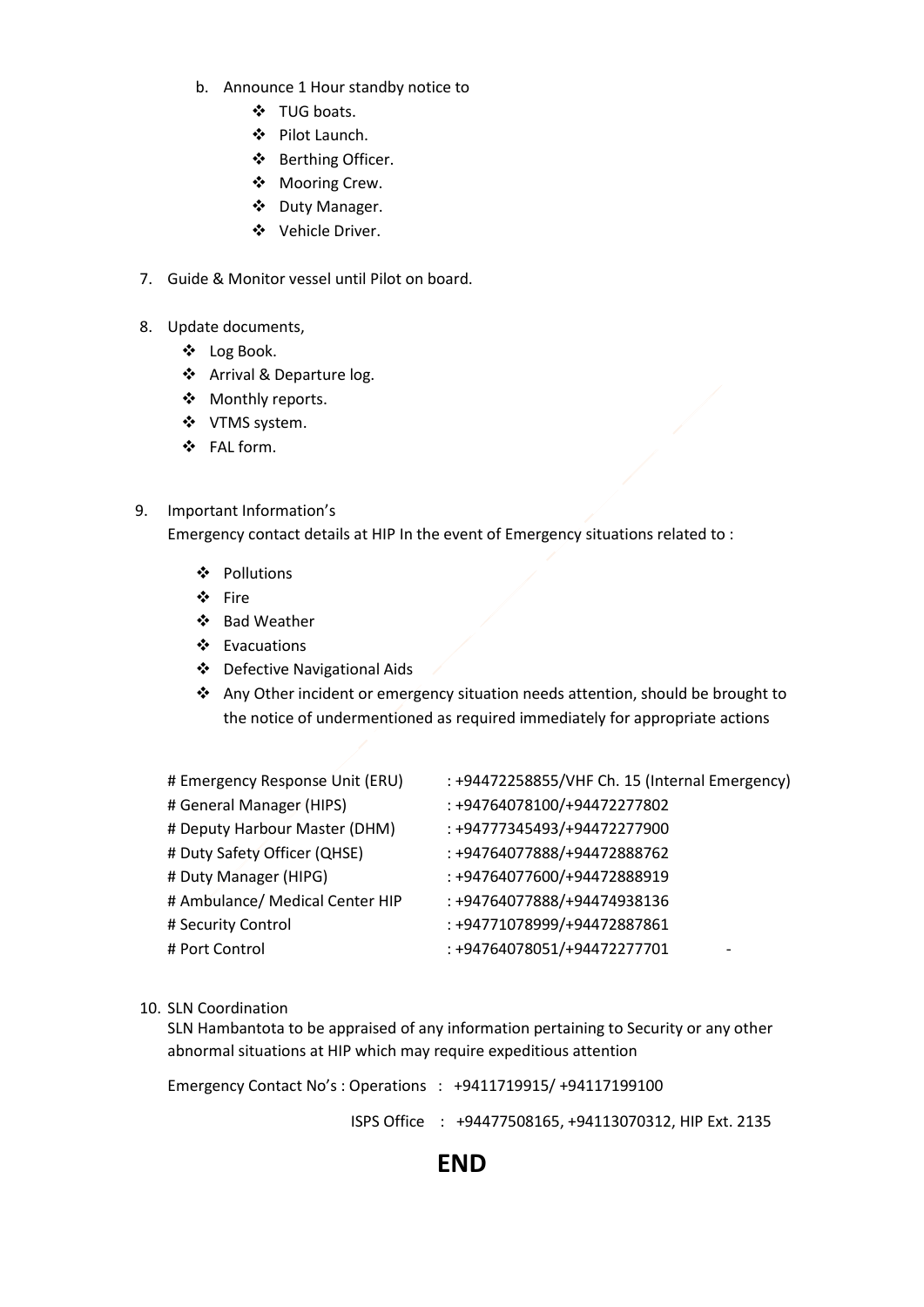b. Announce 1 Hour standby notice to
   - TUG boats.
   - Pilot Launch.
   - Berthing Officer.
   - Mooring Crew.
   - Duty Manager.
   - Vehicle Driver.

7. Guide & Monitor vessel until Pilot on board.

8. Update documents,
   - Log Book.
   - Arrival & Departure log.
   - Monthly reports.
   - VTMS system.
   - FAL form.

9. Important Information's
   Emergency contact details at HIP In the event of Emergency situations related to :

   - Pollutions
   - Fire
   - Bad Weather
   - Evacuations
   - Defective Navigational Aids
   - Any Other incident or emergency situation needs attention, should be brought to the notice of undermentioned as required immediately for appropriate actions

| | |
|---|---|
| # Emergency Response Unit (ERU) | : +94472258855/VHF Ch. 15 (Internal Emergency) |
| # General Manager (HIPS) | : +94764078100/+94472277802 |
| # Deputy Harbour Master (DHM) | : +94777345493/+94472277900 |
| # Duty Safety Officer (QHSE) | : +94764077888/+94472888762 |
| # Duty Manager (HIPG) | : +94764077600/+94472888919 |
| # Ambulance/ Medical Center HIP | : +94764077888/+94474938136 |
| # Security Control | : +94771078999/+94472887861 |
| # Port Control | : +94764078051/+94472277701 |

10. SLN Coordination
    SLN Hambantota to be appraised of any information pertaining to Security or any other abnormal situations at HIP which may require expeditious attention

    Emergency Contact No's : Operations : +9411719915/ +94117199100

    ISPS Office : +94477508165, +94113070312, HIP Ext. 2135

**END**